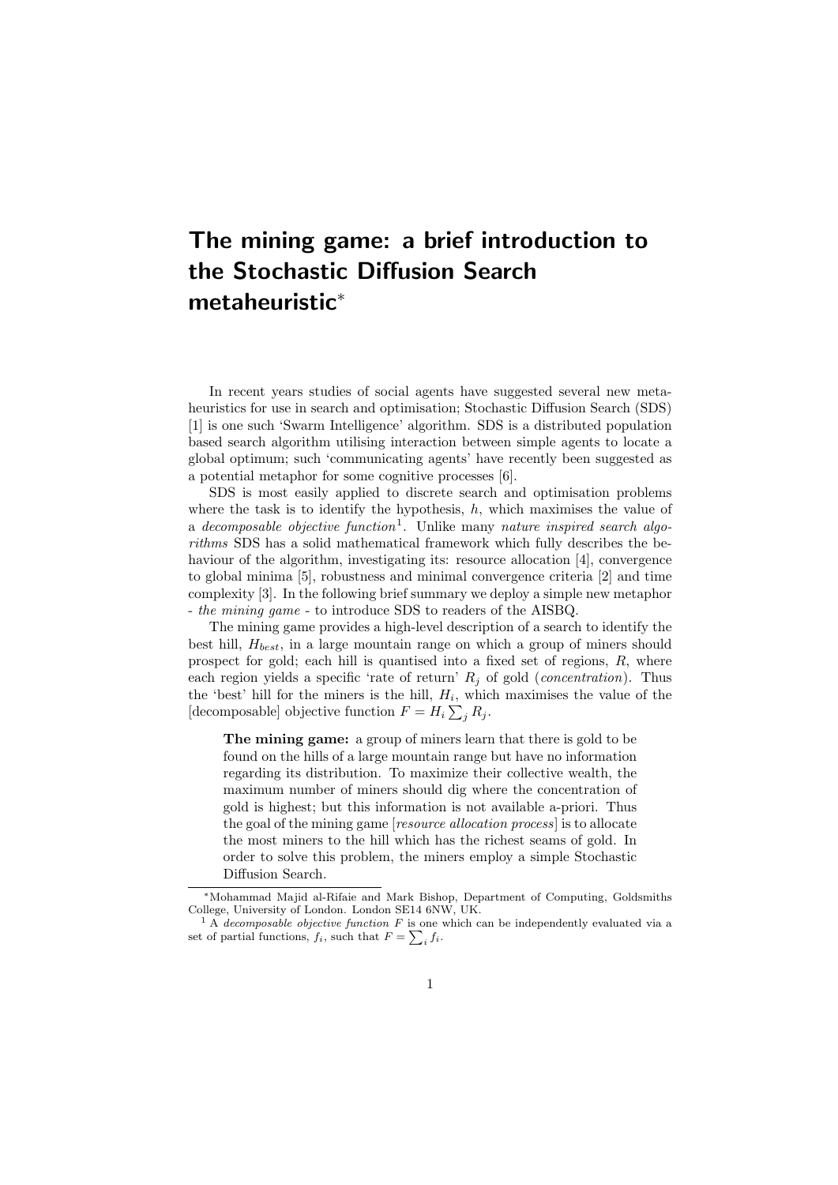# The mining game: a brief introduction to the Stochastic Diffusion Search metaheuristic*

In recent years studies of social agents have suggested several new metaheuristics for use in search and optimisation; Stochastic Diffusion Search (SDS) [1] is one such 'Swarm Intelligence' algorithm. SDS is a distributed population based search algorithm utilising interaction between simple agents to locate a global optimum; such 'communicating agents' have recently been suggested as a potential metaphor for some cognitive processes [6].

SDS is most easily applied to discrete search and optimisation problems where the task is to identify the hypothesis, $h$, which maximises the value of a *decomposable objective function*[1]. Unlike many *nature inspired search algorithms* SDS has a solid mathematical framework which fully describes the behaviour of the algorithm, investigating its: resource allocation [4], convergence to global minima [5], robustness and minimal convergence criteria [2] and time complexity [3]. In the following brief summary we deploy a simple new metaphor - *the mining game* - to introduce SDS to readers of the AISBQ.

The mining game provides a high-level description of a search to identify the best hill, $H_{best}$, in a large mountain range on which a group of miners should prospect for gold; each hill is quantised into a fixed set of regions, $R$, where each region yields a specific 'rate of return' $R_j$ of gold (*concentration*). Thus the 'best' hill for the miners is the hill, $H_i$, which maximises the value of the [decomposable] objective function $F = H_i \sum_j R_j$.

> **The mining game:** a group of miners learn that there is gold to be found on the hills of a large mountain range but have no information regarding its distribution. To maximize their collective wealth, the maximum number of miners should dig where the concentration of gold is highest; but this information is not available a-priori. Thus the goal of the mining game [*resource allocation process*] is to allocate the most miners to the hill which has the richest seams of gold. In order to solve this problem, the miners employ a simple Stochastic Diffusion Search.

---

*Mohammad Majid al-Rifaie and Mark Bishop, Department of Computing, Goldsmiths College, University of London. London SE14 6NW, UK.

[1] A *decomposable objective function* $F$ is one which can be independently evaluated via a set of partial functions, $f_i$, such that $F = \sum_i f_i$.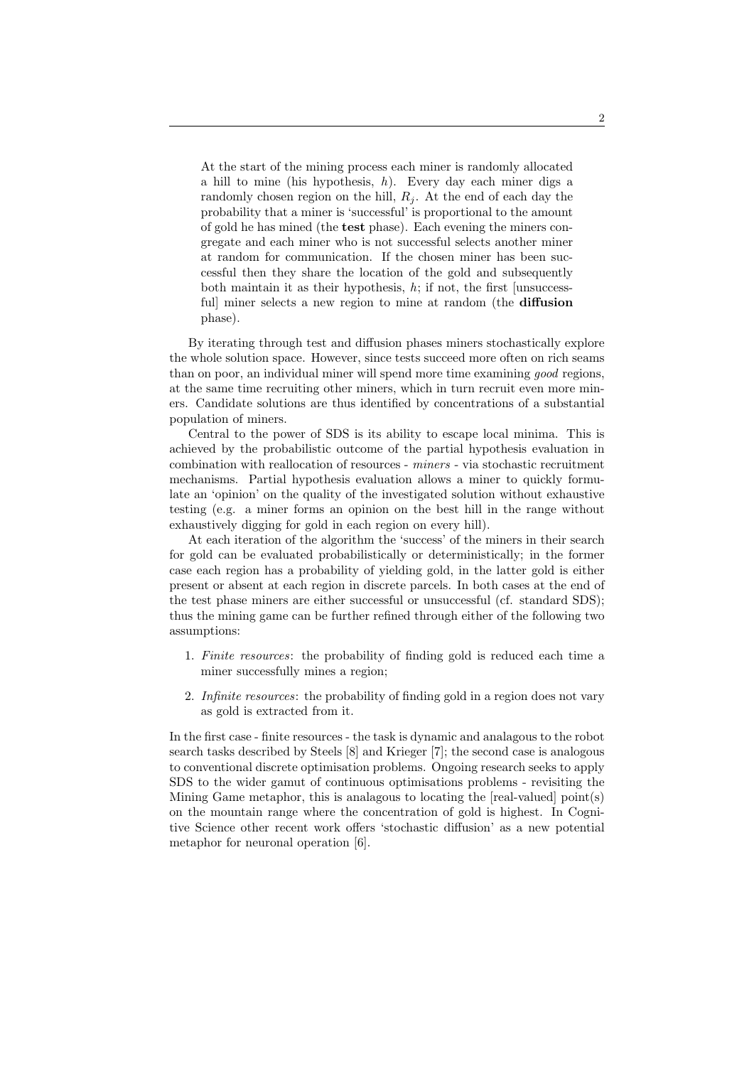> At the start of the mining process each miner is randomly allocated a hill to mine (his hypothesis, $h$). Every day each miner digs a randomly chosen region on the hill, $R_j$. At the end of each day the probability that a miner is 'successful' is proportional to the amount of gold he has mined (the **test** phase). Each evening the miners congregate and each miner who is not successful selects another miner at random for communication. If the chosen miner has been successful then they share the location of the gold and subsequently both maintain it as their hypothesis, $h$; if not, the first [unsuccessful] miner selects a new region to mine at random (the **diffusion** phase).

By iterating through test and diffusion phases miners stochastically explore the whole solution space. However, since tests succeed more often on rich seams than on poor, an individual miner will spend more time examining *good* regions, at the same time recruiting other miners, which in turn recruit even more miners. Candidate solutions are thus identified by concentrations of a substantial population of miners.

Central to the power of SDS is its ability to escape local minima. This is achieved by the probabilistic outcome of the partial hypothesis evaluation in combination with reallocation of resources - *miners* - via stochastic recruitment mechanisms. Partial hypothesis evaluation allows a miner to quickly formulate an 'opinion' on the quality of the investigated solution without exhaustive testing (e.g. a miner forms an opinion on the best hill in the range without exhaustively digging for gold in each region on every hill).

At each iteration of the algorithm the 'success' of the miners in their search for gold can be evaluated probabilistically or deterministically; in the former case each region has a probability of yielding gold, in the latter gold is either present or absent at each region in discrete parcels. In both cases at the end of the test phase miners are either successful or unsuccessful (cf. standard SDS); thus the mining game can be further refined through either of the following two assumptions:

1. *Finite resources*: the probability of finding gold is reduced each time a miner successfully mines a region;
2. *Infinite resources*: the probability of finding gold in a region does not vary as gold is extracted from it.

In the first case - finite resources - the task is dynamic and analagous to the robot search tasks described by Steels [8] and Krieger [7]; the second case is analogous to conventional discrete optimisation problems. Ongoing research seeks to apply SDS to the wider gamut of continuous optimisations problems - revisiting the Mining Game metaphor, this is analagous to locating the [real-valued] point(s) on the mountain range where the concentration of gold is highest. In Cognitive Science other recent work offers 'stochastic diffusion' as a new potential metaphor for neuronal operation [6].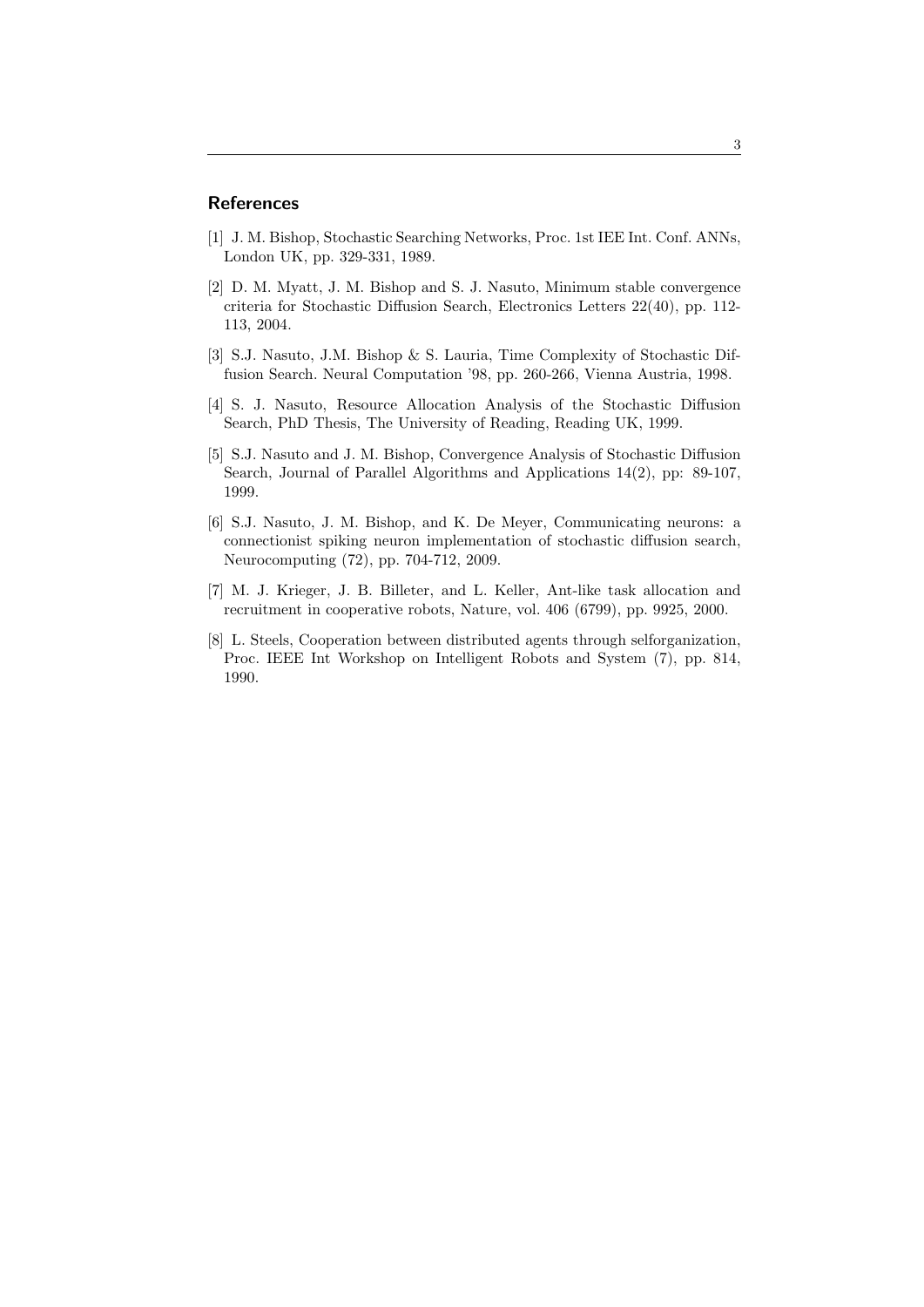## References

[1] J. M. Bishop, Stochastic Searching Networks, Proc. 1st IEE Int. Conf. ANNs, London UK, pp. 329-331, 1989.

[2] D. M. Myatt, J. M. Bishop and S. J. Nasuto, Minimum stable convergence criteria for Stochastic Diffusion Search, Electronics Letters 22(40), pp. 112-113, 2004.

[3] S.J. Nasuto, J.M. Bishop & S. Lauria, Time Complexity of Stochastic Diffusion Search. Neural Computation '98, pp. 260-266, Vienna Austria, 1998.

[4] S. J. Nasuto, Resource Allocation Analysis of the Stochastic Diffusion Search, PhD Thesis, The University of Reading, Reading UK, 1999.

[5] S.J. Nasuto and J. M. Bishop, Convergence Analysis of Stochastic Diffusion Search, Journal of Parallel Algorithms and Applications 14(2), pp: 89-107, 1999.

[6] S.J. Nasuto, J. M. Bishop, and K. De Meyer, Communicating neurons: a connectionist spiking neuron implementation of stochastic diffusion search, Neurocomputing (72), pp. 704-712, 2009.

[7] M. J. Krieger, J. B. Billeter, and L. Keller, Ant-like task allocation and recruitment in cooperative robots, Nature, vol. 406 (6799), pp. 9925, 2000.

[8] L. Steels, Cooperation between distributed agents through selforganization, Proc. IEEE Int Workshop on Intelligent Robots and System (7), pp. 814, 1990.